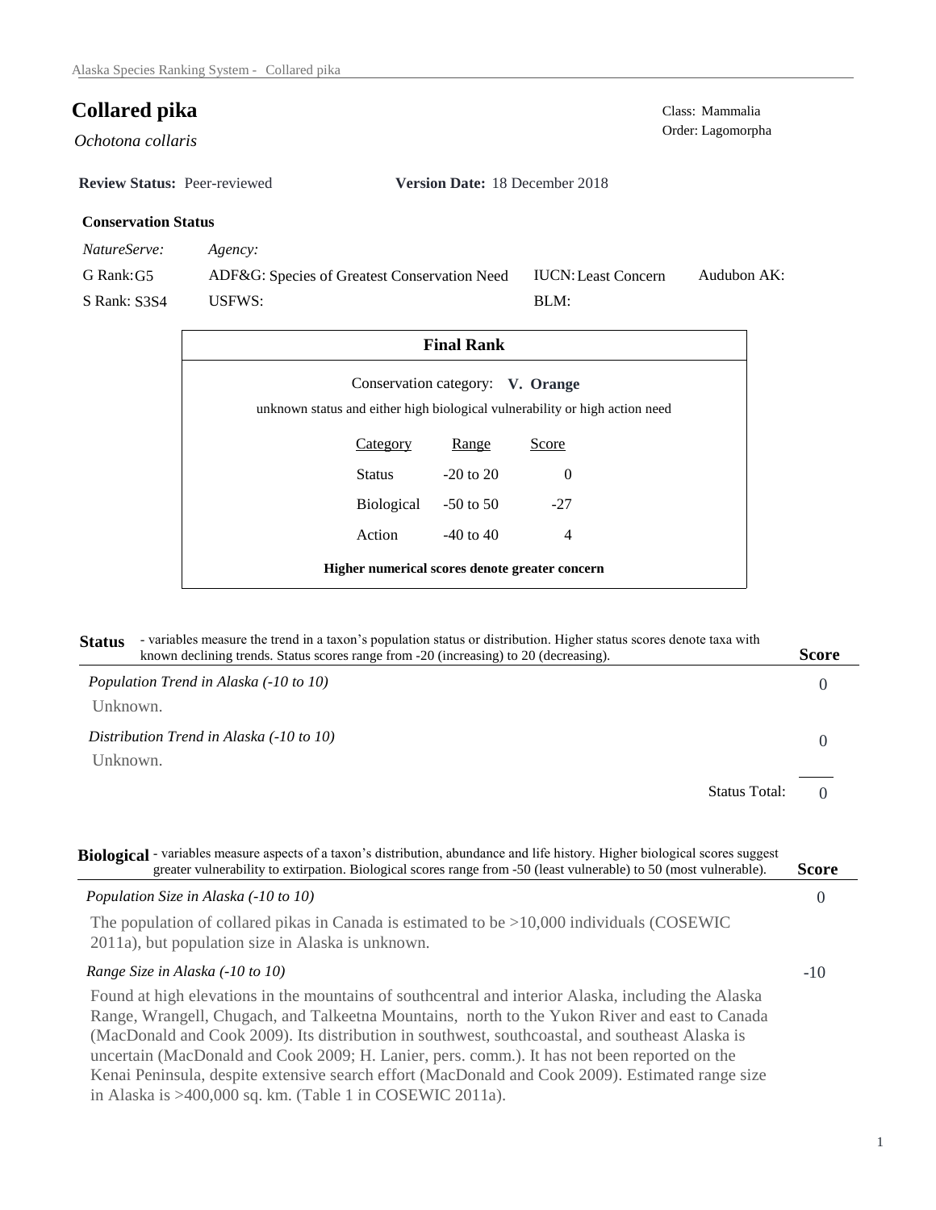# Collared pika

*Ochotona collaris*

Class: Mammalia
Order: Lagomorpha

**Review Status:** Peer-reviewed **Version Date:** 18 December 2018

### Conservation Status

| *NatureServe:* | *Agency:* | | |
|---|---|---|---|
| G Rank: G5 | ADF&G: Species of Greatest Conservation Need | IUCN: Least Concern | Audubon AK: |
| S Rank: S3S4 | USFWS: | BLM: | |

### Final Rank

Conservation category: **V. Orange**

unknown status and either high biological vulnerability or high action need

| Category | Range | Score |
|---|---|---|
| Status | -20 to 20 | 0 |
| Biological | -50 to 50 | -27 |
| Action | -40 to 40 | 4 |

**Higher numerical scores denote greater concern**

## Status

- variables measure the trend in a taxon's population status or distribution. Higher status scores denote taxa with known declining trends. Status scores range from -20 (increasing) to 20 (decreasing).

| | Score |
|---|---|
| *Population Trend in Alaska (-10 to 10)* | 0 |

Unknown.

| | |
|---|---|
| *Distribution Trend in Alaska (-10 to 10)* | 0 |

Unknown.

Status Total: 0

## Biological

- variables measure aspects of a taxon's distribution, abundance and life history. Higher biological scores suggest greater vulnerability to extirpation. Biological scores range from -50 (least vulnerable) to 50 (most vulnerable).

| | Score |
|---|---|
| *Population Size in Alaska (-10 to 10)* | 0 |

The population of collared pikas in Canada is estimated to be >10,000 individuals (COSEWIC 2011a), but population size in Alaska is unknown.

| | |
|---|---|
| *Range Size in Alaska (-10 to 10)* | -10 |

Found at high elevations in the mountains of southcentral and interior Alaska, including the Alaska Range, Wrangell, Chugach, and Talkeetna Mountains, north to the Yukon River and east to Canada (MacDonald and Cook 2009). Its distribution in southwest, southcoastal, and southeast Alaska is uncertain (MacDonald and Cook 2009; H. Lanier, pers. comm.). It has not been reported on the Kenai Peninsula, despite extensive search effort (MacDonald and Cook 2009). Estimated range size in Alaska is >400,000 sq. km. (Table 1 in COSEWIC 2011a).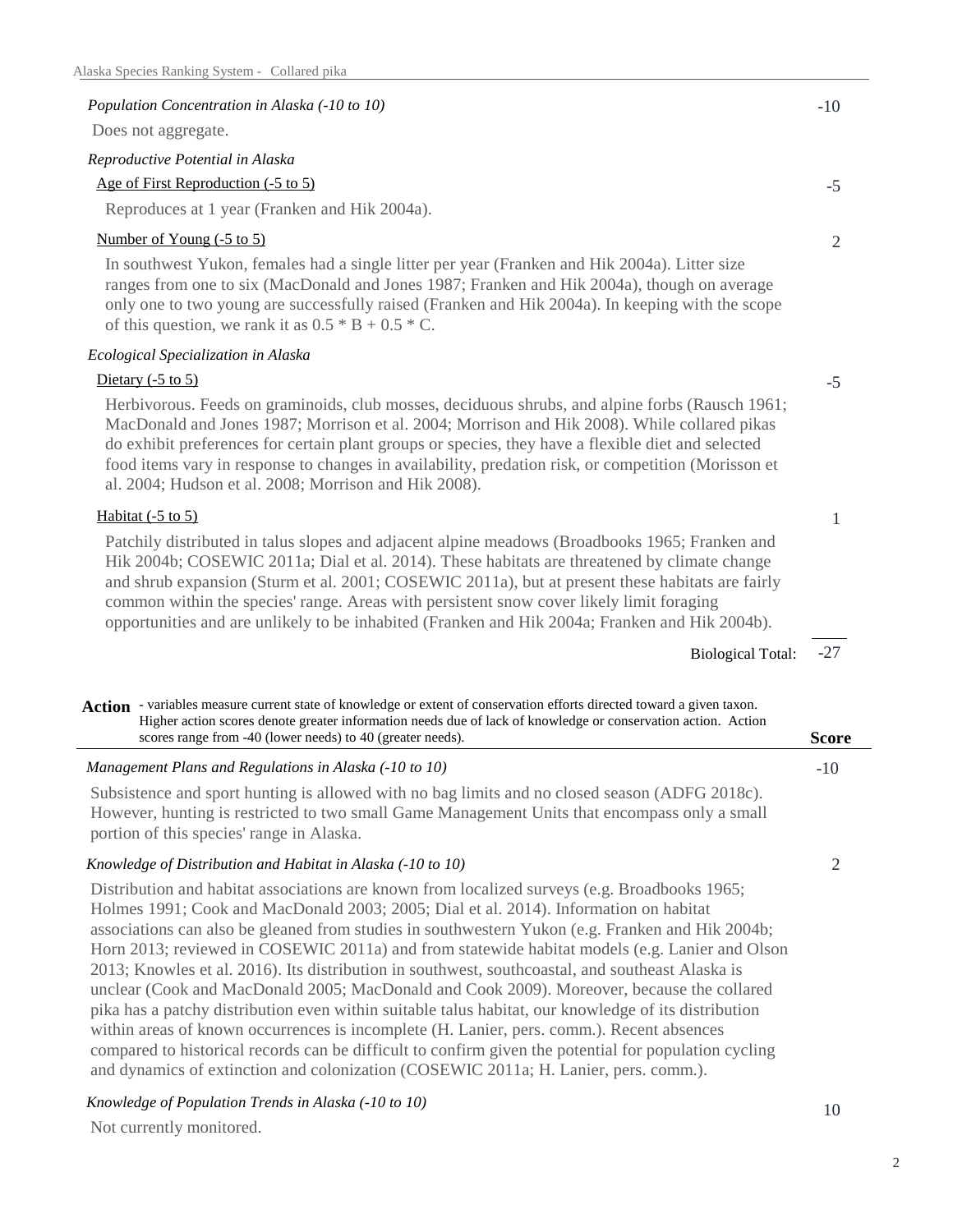*Population Concentration in Alaska (-10 to 10)* **-10**

Does not aggregate.

*Reproductive Potential in Alaska*

Age of First Reproduction (-5 to 5) **-5**

Reproduces at 1 year (Franken and Hik 2004a).

Number of Young (-5 to 5) **2**

In southwest Yukon, females had a single litter per year (Franken and Hik 2004a). Litter size ranges from one to six (MacDonald and Jones 1987; Franken and Hik 2004a), though on average only one to two young are successfully raised (Franken and Hik 2004a). In keeping with the scope of this question, we rank it as 0.5 * B + 0.5 * C.

*Ecological Specialization in Alaska*

Dietary (-5 to 5) **-5**

Herbivorous. Feeds on graminoids, club mosses, deciduous shrubs, and alpine forbs (Rausch 1961; MacDonald and Jones 1987; Morrison et al. 2004; Morrison and Hik 2008). While collared pikas do exhibit preferences for certain plant groups or species, they have a flexible diet and selected food items vary in response to changes in availability, predation risk, or competition (Morisson et al. 2004; Hudson et al. 2008; Morrison and Hik 2008).

Habitat (-5 to 5) **1**

Patchily distributed in talus slopes and adjacent alpine meadows (Broadbooks 1965; Franken and Hik 2004b; COSEWIC 2011a; Dial et al. 2014). These habitats are threatened by climate change and shrub expansion (Sturm et al. 2001; COSEWIC 2011a), but at present these habitats are fairly common within the species' range. Areas with persistent snow cover likely limit foraging opportunities and are unlikely to be inhabited (Franken and Hik 2004a; Franken and Hik 2004b).

Biological Total: **-27**

**Action** - variables measure current state of knowledge or extent of conservation efforts directed toward a given taxon. Higher action scores denote greater information needs due of lack of knowledge or conservation action. Action scores range from -40 (lower needs) to 40 (greater needs). **Score**

*Management Plans and Regulations in Alaska (-10 to 10)* **-10**

Subsistence and sport hunting is allowed with no bag limits and no closed season (ADFG 2018c). However, hunting is restricted to two small Game Management Units that encompass only a small portion of this species' range in Alaska.

*Knowledge of Distribution and Habitat in Alaska (-10 to 10)* **2**

Distribution and habitat associations are known from localized surveys (e.g. Broadbooks 1965; Holmes 1991; Cook and MacDonald 2003; 2005; Dial et al. 2014). Information on habitat associations can also be gleaned from studies in southwestern Yukon (e.g. Franken and Hik 2004b; Horn 2013; reviewed in COSEWIC 2011a) and from statewide habitat models (e.g. Lanier and Olson 2013; Knowles et al. 2016). Its distribution in southwest, southcoastal, and southeast Alaska is unclear (Cook and MacDonald 2005; MacDonald and Cook 2009). Moreover, because the collared pika has a patchy distribution even within suitable talus habitat, our knowledge of its distribution within areas of known occurrences is incomplete (H. Lanier, pers. comm.). Recent absences compared to historical records can be difficult to confirm given the potential for population cycling and dynamics of extinction and colonization (COSEWIC 2011a; H. Lanier, pers. comm.).

*Knowledge of Population Trends in Alaska (-10 to 10)* **10**

Not currently monitored.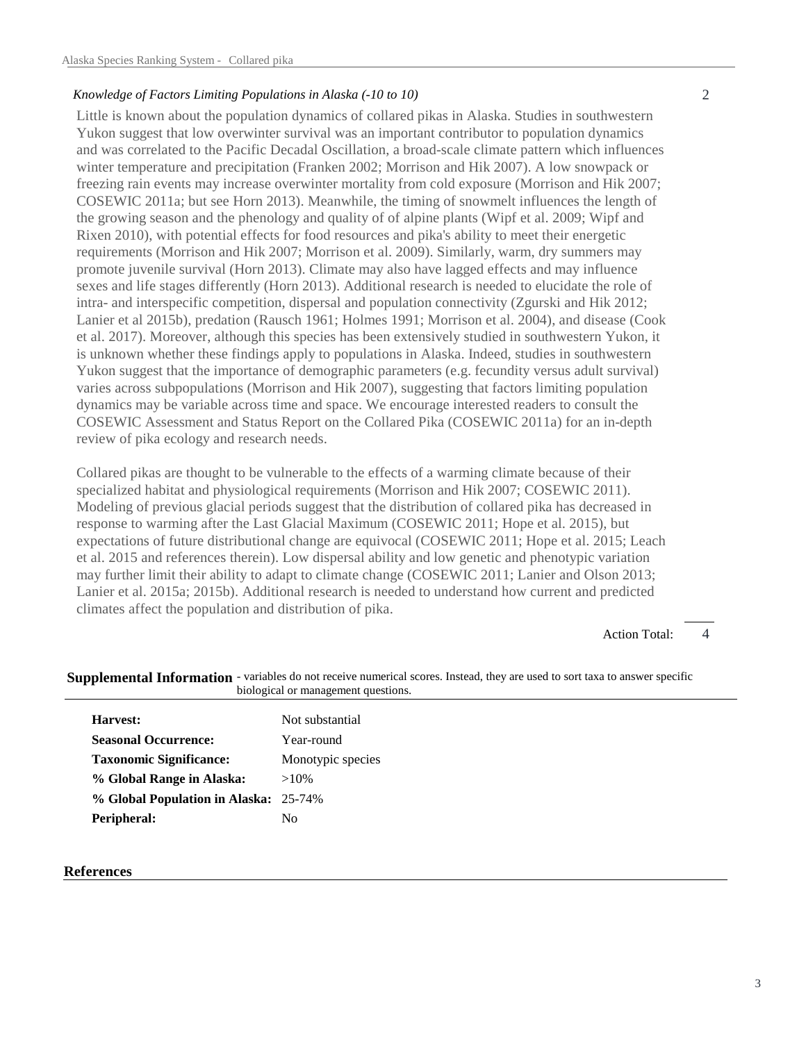*Knowledge of Factors Limiting Populations in Alaska (-10 to 10)* 2

Little is known about the population dynamics of collared pikas in Alaska. Studies in southwestern Yukon suggest that low overwinter survival was an important contributor to population dynamics and was correlated to the Pacific Decadal Oscillation, a broad-scale climate pattern which influences winter temperature and precipitation (Franken 2002; Morrison and Hik 2007). A low snowpack or freezing rain events may increase overwinter mortality from cold exposure (Morrison and Hik 2007; COSEWIC 2011a; but see Horn 2013). Meanwhile, the timing of snowmelt influences the length of the growing season and the phenology and quality of of alpine plants (Wipf et al. 2009; Wipf and Rixen 2010), with potential effects for food resources and pika's ability to meet their energetic requirements (Morrison and Hik 2007; Morrison et al. 2009). Similarly, warm, dry summers may promote juvenile survival (Horn 2013). Climate may also have lagged effects and may influence sexes and life stages differently (Horn 2013). Additional research is needed to elucidate the role of intra- and interspecific competition, dispersal and population connectivity (Zgurski and Hik 2012; Lanier et al 2015b), predation (Rausch 1961; Holmes 1991; Morrison et al. 2004), and disease (Cook et al. 2017). Moreover, although this species has been extensively studied in southwestern Yukon, it is unknown whether these findings apply to populations in Alaska. Indeed, studies in southwestern Yukon suggest that the importance of demographic parameters (e.g. fecundity versus adult survival) varies across subpopulations (Morrison and Hik 2007), suggesting that factors limiting population dynamics may be variable across time and space. We encourage interested readers to consult the COSEWIC Assessment and Status Report on the Collared Pika (COSEWIC 2011a) for an in-depth review of pika ecology and research needs.

Collared pikas are thought to be vulnerable to the effects of a warming climate because of their specialized habitat and physiological requirements (Morrison and Hik 2007; COSEWIC 2011). Modeling of previous glacial periods suggest that the distribution of collared pika has decreased in response to warming after the Last Glacial Maximum (COSEWIC 2011; Hope et al. 2015), but expectations of future distributional change are equivocal (COSEWIC 2011; Hope et al. 2015; Leach et al. 2015 and references therein). Low dispersal ability and low genetic and phenotypic variation may further limit their ability to adapt to climate change (COSEWIC 2011; Lanier and Olson 2013; Lanier et al. 2015a; 2015b). Additional research is needed to understand how current and predicted climates affect the population and distribution of pika.

Action Total: 4

**Supplemental Information** - variables do not receive numerical scores. Instead, they are used to sort taxa to answer specific biological or management questions.

| | |
|---|---|
| **Harvest:** | Not substantial |
| **Seasonal Occurrence:** | Year-round |
| **Taxonomic Significance:** | Monotypic species |
| **% Global Range in Alaska:** | >10% |
| **% Global Population in Alaska:** | 25-74% |
| **Peripheral:** | No |

## References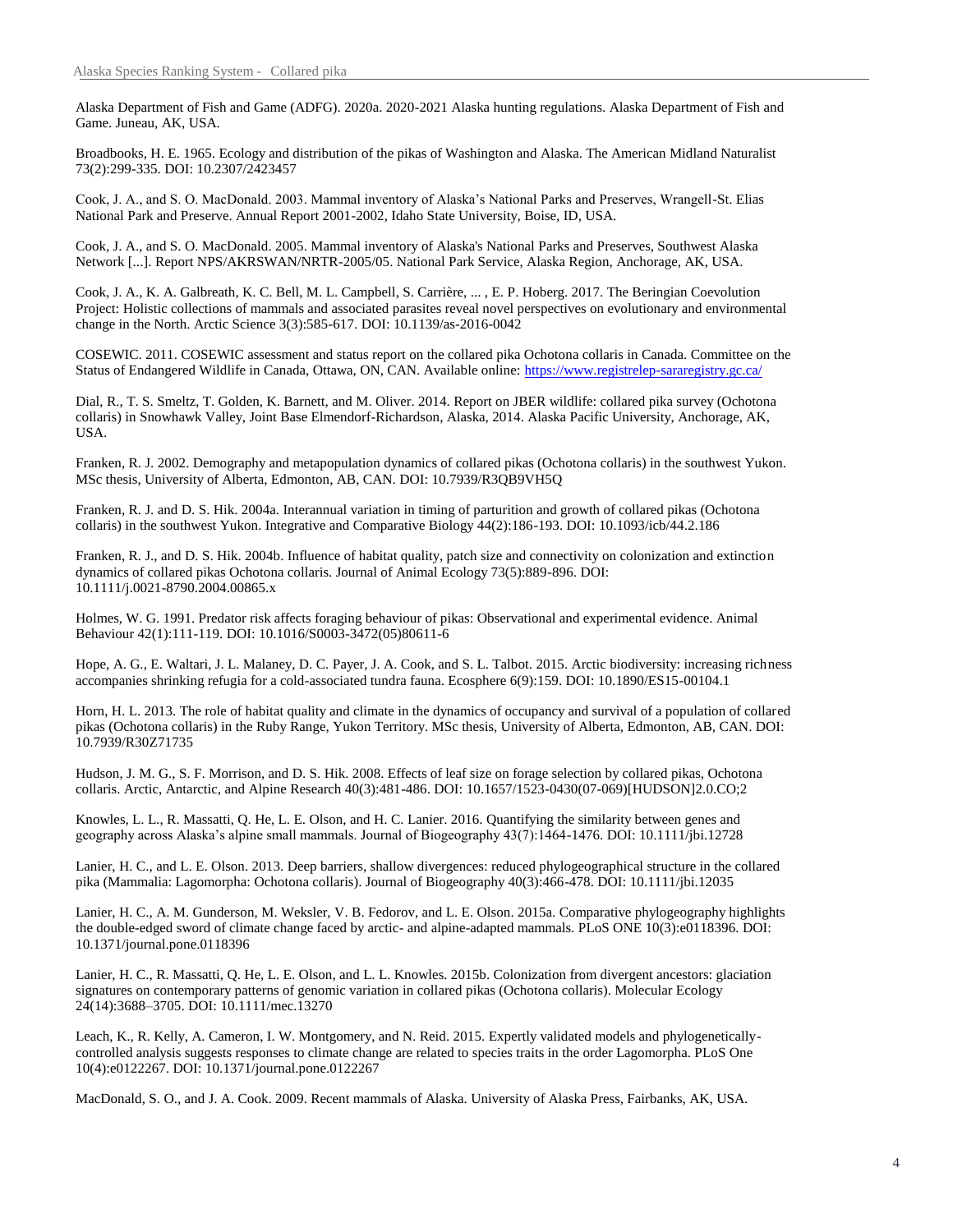Alaska Department of Fish and Game (ADFG). 2020a. 2020-2021 Alaska hunting regulations. Alaska Department of Fish and Game. Juneau, AK, USA.

Broadbooks, H. E. 1965. Ecology and distribution of the pikas of Washington and Alaska. The American Midland Naturalist 73(2):299-335. DOI: 10.2307/2423457

Cook, J. A., and S. O. MacDonald. 2003. Mammal inventory of Alaska's National Parks and Preserves, Wrangell-St. Elias National Park and Preserve. Annual Report 2001-2002, Idaho State University, Boise, ID, USA.

Cook, J. A., and S. O. MacDonald. 2005. Mammal inventory of Alaska's National Parks and Preserves, Southwest Alaska Network [...]. Report NPS/AKRSWAN/NRTR-2005/05. National Park Service, Alaska Region, Anchorage, AK, USA.

Cook, J. A., K. A. Galbreath, K. C. Bell, M. L. Campbell, S. Carrière, ... , E. P. Hoberg. 2017. The Beringian Coevolution Project: Holistic collections of mammals and associated parasites reveal novel perspectives on evolutionary and environmental change in the North. Arctic Science 3(3):585-617. DOI: 10.1139/as-2016-0042

COSEWIC. 2011. COSEWIC assessment and status report on the collared pika Ochotona collaris in Canada. Committee on the Status of Endangered Wildlife in Canada, Ottawa, ON, CAN. Available online: https://www.registrelep-sararegistry.gc.ca/

Dial, R., T. S. Smeltz, T. Golden, K. Barnett, and M. Oliver. 2014. Report on JBER wildlife: collared pika survey (Ochotona collaris) in Snowhawk Valley, Joint Base Elmendorf-Richardson, Alaska, 2014. Alaska Pacific University, Anchorage, AK, USA.

Franken, R. J. 2002. Demography and metapopulation dynamics of collared pikas (Ochotona collaris) in the southwest Yukon. MSc thesis, University of Alberta, Edmonton, AB, CAN. DOI: 10.7939/R3QB9VH5Q

Franken, R. J. and D. S. Hik. 2004a. Interannual variation in timing of parturition and growth of collared pikas (Ochotona collaris) in the southwest Yukon. Integrative and Comparative Biology 44(2):186-193. DOI: 10.1093/icb/44.2.186

Franken, R. J., and D. S. Hik. 2004b. Influence of habitat quality, patch size and connectivity on colonization and extinction dynamics of collared pikas Ochotona collaris. Journal of Animal Ecology 73(5):889-896. DOI: 10.1111/j.0021-8790.2004.00865.x

Holmes, W. G. 1991. Predator risk affects foraging behaviour of pikas: Observational and experimental evidence. Animal Behaviour 42(1):111-119. DOI: 10.1016/S0003-3472(05)80611-6

Hope, A. G., E. Waltari, J. L. Malaney, D. C. Payer, J. A. Cook, and S. L. Talbot. 2015. Arctic biodiversity: increasing richness accompanies shrinking refugia for a cold-associated tundra fauna. Ecosphere 6(9):159. DOI: 10.1890/ES15-00104.1

Horn, H. L. 2013. The role of habitat quality and climate in the dynamics of occupancy and survival of a population of collared pikas (Ochotona collaris) in the Ruby Range, Yukon Territory. MSc thesis, University of Alberta, Edmonton, AB, CAN. DOI: 10.7939/R30Z71735

Hudson, J. M. G., S. F. Morrison, and D. S. Hik. 2008. Effects of leaf size on forage selection by collared pikas, Ochotona collaris. Arctic, Antarctic, and Alpine Research 40(3):481-486. DOI: 10.1657/1523-0430(07-069)[HUDSON]2.0.CO;2

Knowles, L. L., R. Massatti, Q. He, L. E. Olson, and H. C. Lanier. 2016. Quantifying the similarity between genes and geography across Alaska's alpine small mammals. Journal of Biogeography 43(7):1464-1476. DOI: 10.1111/jbi.12728

Lanier, H. C., and L. E. Olson. 2013. Deep barriers, shallow divergences: reduced phylogeographical structure in the collared pika (Mammalia: Lagomorpha: Ochotona collaris). Journal of Biogeography 40(3):466-478. DOI: 10.1111/jbi.12035

Lanier, H. C., A. M. Gunderson, M. Weksler, V. B. Fedorov, and L. E. Olson. 2015a. Comparative phylogeography highlights the double-edged sword of climate change faced by arctic- and alpine-adapted mammals. PLoS ONE 10(3):e0118396. DOI: 10.1371/journal.pone.0118396

Lanier, H. C., R. Massatti, Q. He, L. E. Olson, and L. L. Knowles. 2015b. Colonization from divergent ancestors: glaciation signatures on contemporary patterns of genomic variation in collared pikas (Ochotona collaris). Molecular Ecology 24(14):3688–3705. DOI: 10.1111/mec.13270

Leach, K., R. Kelly, A. Cameron, I. W. Montgomery, and N. Reid. 2015. Expertly validated models and phylogenetically-controlled analysis suggests responses to climate change are related to species traits in the order Lagomorpha. PLoS One 10(4):e0122267. DOI: 10.1371/journal.pone.0122267

MacDonald, S. O., and J. A. Cook. 2009. Recent mammals of Alaska. University of Alaska Press, Fairbanks, AK, USA.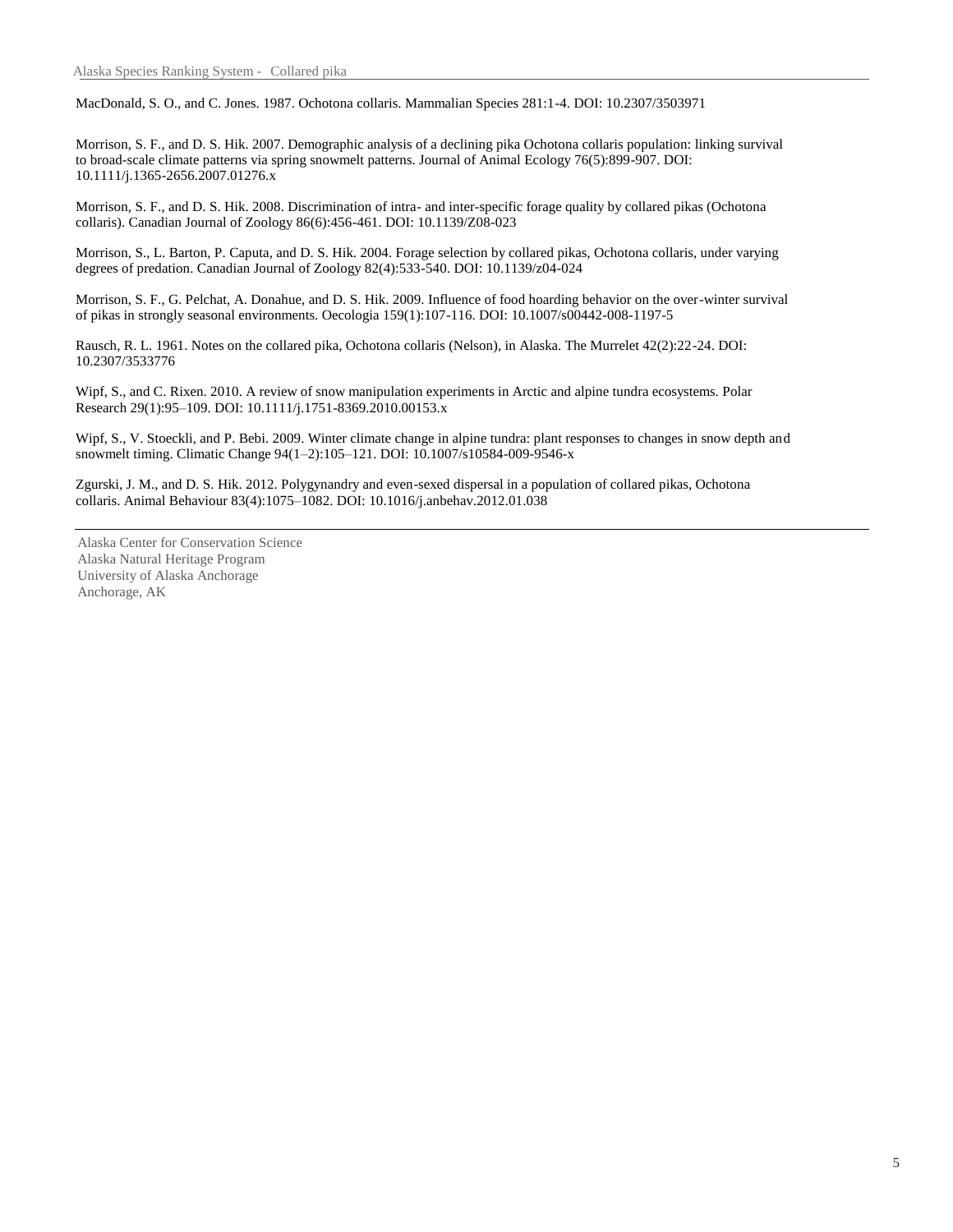MacDonald, S. O., and C. Jones. 1987. Ochotona collaris. Mammalian Species 281:1-4. DOI: 10.2307/3503971

Morrison, S. F., and D. S. Hik. 2007. Demographic analysis of a declining pika Ochotona collaris population: linking survival to broad-scale climate patterns via spring snowmelt patterns. Journal of Animal Ecology 76(5):899-907. DOI: 10.1111/j.1365-2656.2007.01276.x

Morrison, S. F., and D. S. Hik. 2008. Discrimination of intra- and inter-specific forage quality by collared pikas (Ochotona collaris). Canadian Journal of Zoology 86(6):456-461. DOI: 10.1139/Z08-023

Morrison, S., L. Barton, P. Caputa, and D. S. Hik. 2004. Forage selection by collared pikas, Ochotona collaris, under varying degrees of predation. Canadian Journal of Zoology 82(4):533-540. DOI: 10.1139/z04-024

Morrison, S. F., G. Pelchat, A. Donahue, and D. S. Hik. 2009. Influence of food hoarding behavior on the over-winter survival of pikas in strongly seasonal environments. Oecologia 159(1):107-116. DOI: 10.1007/s00442-008-1197-5

Rausch, R. L. 1961. Notes on the collared pika, Ochotona collaris (Nelson), in Alaska. The Murrelet 42(2):22-24. DOI: 10.2307/3533776

Wipf, S., and C. Rixen. 2010. A review of snow manipulation experiments in Arctic and alpine tundra ecosystems. Polar Research 29(1):95–109. DOI: 10.1111/j.1751-8369.2010.00153.x

Wipf, S., V. Stoeckli, and P. Bebi. 2009. Winter climate change in alpine tundra: plant responses to changes in snow depth and snowmelt timing. Climatic Change 94(1–2):105–121. DOI: 10.1007/s10584-009-9546-x

Zgurski, J. M., and D. S. Hik. 2012. Polygynandry and even-sexed dispersal in a population of collared pikas, Ochotona collaris. Animal Behaviour 83(4):1075–1082. DOI: 10.1016/j.anbehav.2012.01.038

---

Alaska Center for Conservation Science
Alaska Natural Heritage Program
University of Alaska Anchorage
Anchorage, AK